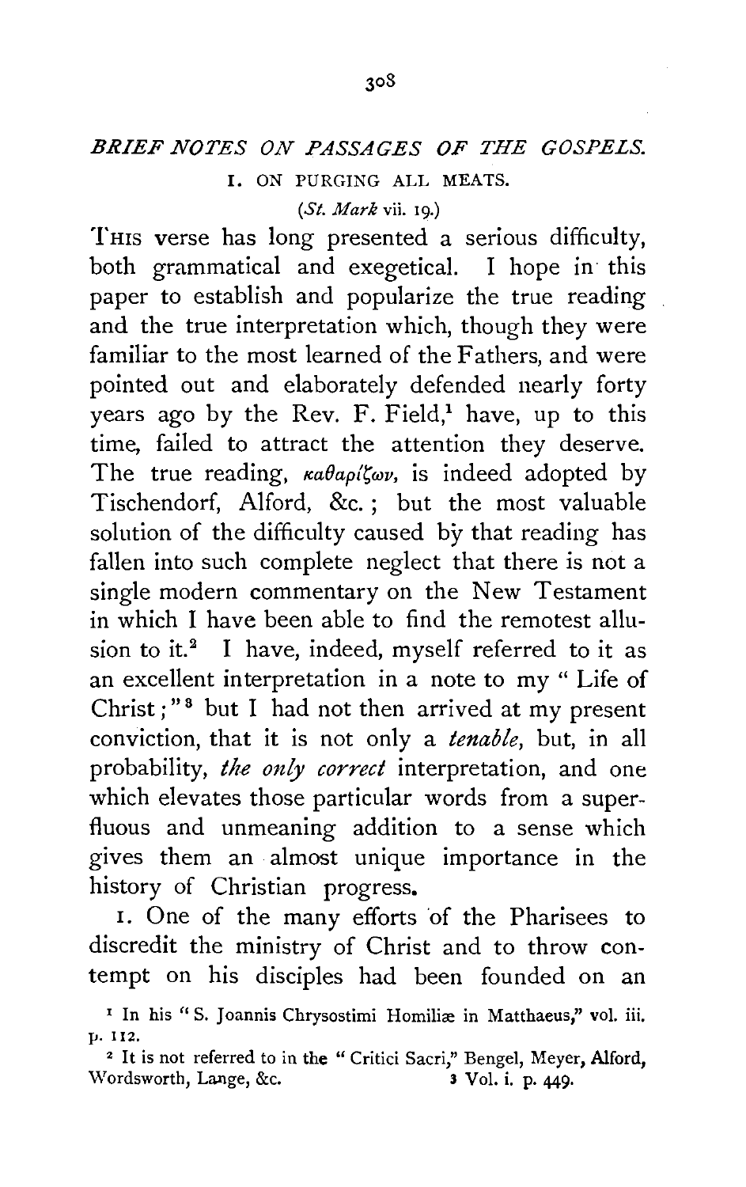## *BRIEF NOTES ON PASSAGES OF THE GOSPELS.*

### I. ON PURGING ALL MEATS.

(*St. Mark* vii. 19.)

THIS verse has long presented a serious difficulty, both grammatical and exegetical. I hope in this paper to establish and popularize the true reading and the true interpretation which, though they were familiar to the most learned of the Fathers, and were pointed out and elaborately defended nearly forty years ago by the Rev. F. Field,[1] have, up to this time, failed to attract the attention they deserve. The true reading, καθαρίζων, is indeed adopted by Tischendorf, Alford, &c.; but the most valuable solution of the difficulty caused by that reading has fallen into such complete neglect that there is not a single modern commentary on the New Testament in which I have been able to find the remotest allusion to it.[2] I have, indeed, myself referred to it as an excellent interpretation in a note to my " Life of Christ;"[3] but I had not then arrived at my present conviction, that it is not only a *tenable*, but, in all probability, *the only correct* interpretation, and one which elevates those particular words from a superfluous and unmeaning addition to a sense which gives them an almost unique importance in the history of Christian progress.

1. One of the many efforts of the Pharisees to discredit the ministry of Christ and to throw contempt on his disciples had been founded on an

[1] In his " S. Joannis Chrysostimi Homiliæ in Matthaeus," vol. iii. p. 112.

[2] It is not referred to in the " Critici Sacri," Bengel, Meyer, Alford, Wordsworth, Lange, &c.

[3] Vol. i. p. 449.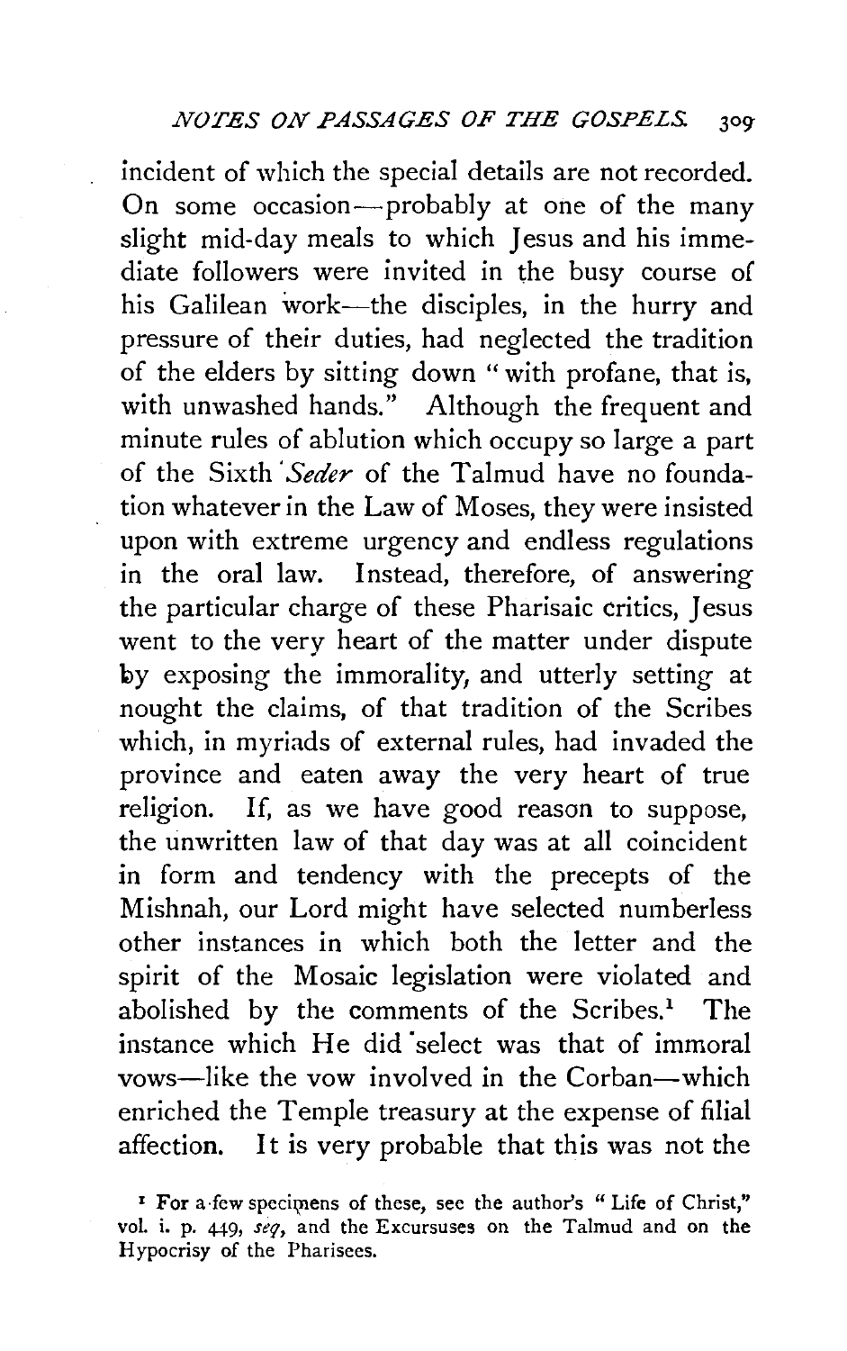incident of which the special details are not recorded. On some occasion—probably at one of the many slight mid-day meals to which Jesus and his immediate followers were invited in the busy course of his Galilean work—the disciples, in the hurry and pressure of their duties, had neglected the tradition of the elders by sitting down "with profane, that is, with unwashed hands." Although the frequent and minute rules of ablution which occupy so large a part of the Sixth *Seder* of the Talmud have no foundation whatever in the Law of Moses, they were insisted upon with extreme urgency and endless regulations in the oral law. Instead, therefore, of answering the particular charge of these Pharisaic critics, Jesus went to the very heart of the matter under dispute by exposing the immorality, and utterly setting at nought the claims, of that tradition of the Scribes which, in myriads of external rules, had invaded the province and eaten away the very heart of true religion. If, as we have good reason to suppose, the unwritten law of that day was at all coincident in form and tendency with the precepts of the Mishnah, our Lord might have selected numberless other instances in which both the letter and the spirit of the Mosaic legislation were violated and abolished by the comments of the Scribes.[1] The instance which He did select was that of immoral vows—like the vow involved in the Corban—which enriched the Temple treasury at the expense of filial affection. It is very probable that this was not the

[1] For a few specimens of these, see the author's "Life of Christ," vol. i. p. 449, *seq*, and the Excursuses on the Talmud and on the Hypocrisy of the Pharisees.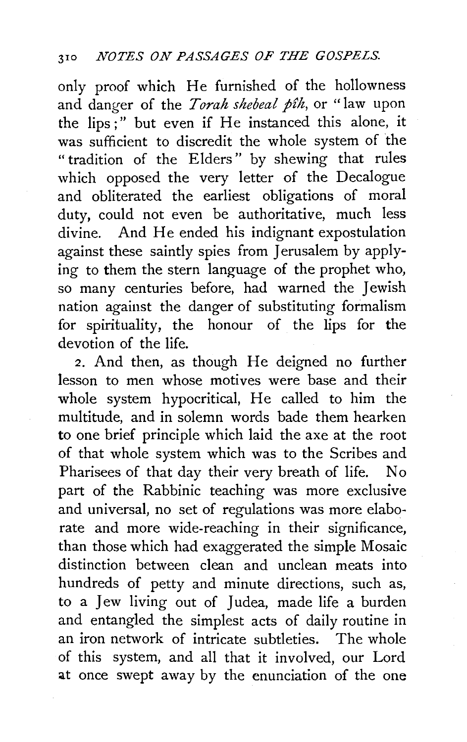only proof which He furnished of the hollowness and danger of the *Torah shebeal pîh*, or "law upon the lips;" but even if He instanced this alone, it was sufficient to discredit the whole system of the "tradition of the Elders" by shewing that rules which opposed the very letter of the Decalogue and obliterated the earliest obligations of moral duty, could not even be authoritative, much less divine. And He ended his indignant expostulation against these saintly spies from Jerusalem by applying to them the stern language of the prophet who, so many centuries before, had warned the Jewish nation against the danger of substituting formalism for spirituality, the honour of the lips for the devotion of the life.

2. And then, as though He deigned no further lesson to men whose motives were base and their whole system hypocritical, He called to him the multitude, and in solemn words bade them hearken to one brief principle which laid the axe at the root of that whole system which was to the Scribes and Pharisees of that day their very breath of life. No part of the Rabbinic teaching was more exclusive and universal, no set of regulations was more elaborate and more wide-reaching in their significance, than those which had exaggerated the simple Mosaic distinction between clean and unclean meats into hundreds of petty and minute directions, such as, to a Jew living out of Judea, made life a burden and entangled the simplest acts of daily routine in an iron network of intricate subtleties. The whole of this system, and all that it involved, our Lord at once swept away by the enunciation of the one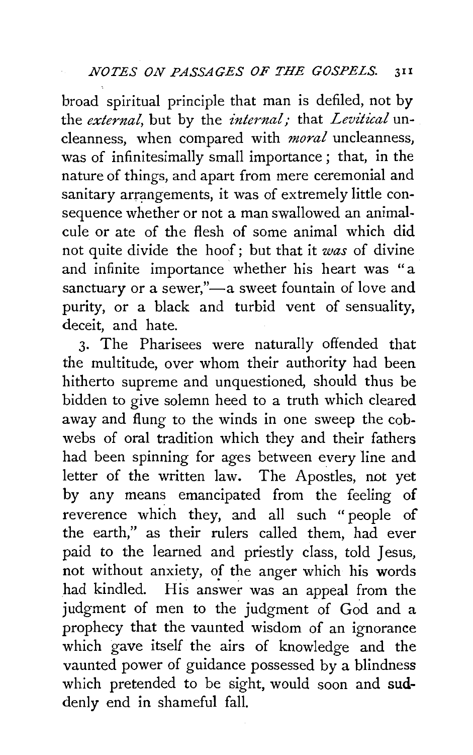broad spiritual principle that man is defiled, not by the *external*, but by the *internal;* that *Levitical* uncleanness, when compared with *moral* uncleanness, was of infinitesimally small importance; that, in the nature of things, and apart from mere ceremonial and sanitary arrangements, it was of extremely little consequence whether or not a man swallowed an animalcule or ate of the flesh of some animal which did not quite divide the hoof; but that it *was* of divine and infinite importance whether his heart was "a sanctuary or a sewer,"—a sweet fountain of love and purity, or a black and turbid vent of sensuality, deceit, and hate.

3. The Pharisees were naturally offended that the multitude, over whom their authority had been hitherto supreme and unquestioned, should thus be bidden to give solemn heed to a truth which cleared away and flung to the winds in one sweep the cobwebs of oral tradition which they and their fathers had been spinning for ages between every line and letter of the written law. The Apostles, not yet by any means emancipated from the feeling of reverence which they, and all such "people of the earth," as their rulers called them, had ever paid to the learned and priestly class, told Jesus, not without anxiety, of the anger which his words had kindled. His answer was an appeal from the judgment of men to the judgment of God and a prophecy that the vaunted wisdom of an ignorance which gave itself the airs of knowledge and the vaunted power of guidance possessed by a blindness which pretended to be sight, would soon and suddenly end in shameful fall.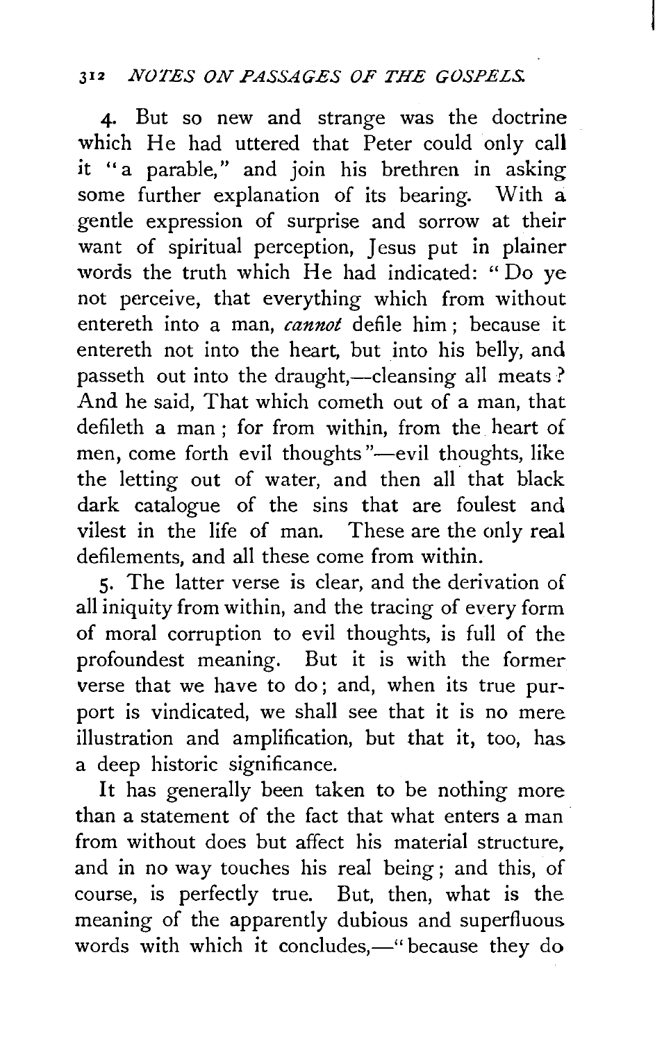4. But so new and strange was the doctrine which He had uttered that Peter could only call it "a parable," and join his brethren in asking some further explanation of its bearing. With a gentle expression of surprise and sorrow at their want of spiritual perception, Jesus put in plainer words the truth which He had indicated: "Do ye not perceive, that everything which from without entereth into a man, *cannot* defile him; because it entereth not into the heart, but into his belly, and passeth out into the draught,—cleansing all meats? And he said, That which cometh out of a man, that defileth a man; for from within, from the heart of men, come forth evil thoughts"—evil thoughts, like the letting out of water, and then all that black dark catalogue of the sins that are foulest and vilest in the life of man. These are the only real defilements, and all these come from within.

5. The latter verse is clear, and the derivation of all iniquity from within, and the tracing of every form of moral corruption to evil thoughts, is full of the profoundest meaning. But it is with the former verse that we have to do; and, when its true purport is vindicated, we shall see that it is no mere illustration and amplification, but that it, too, has a deep historic significance.

It has generally been taken to be nothing more than a statement of the fact that what enters a man from without does but affect his material structure, and in no way touches his real being; and this, of course, is perfectly true. But, then, what is the meaning of the apparently dubious and superfluous words with which it concludes,—"because they do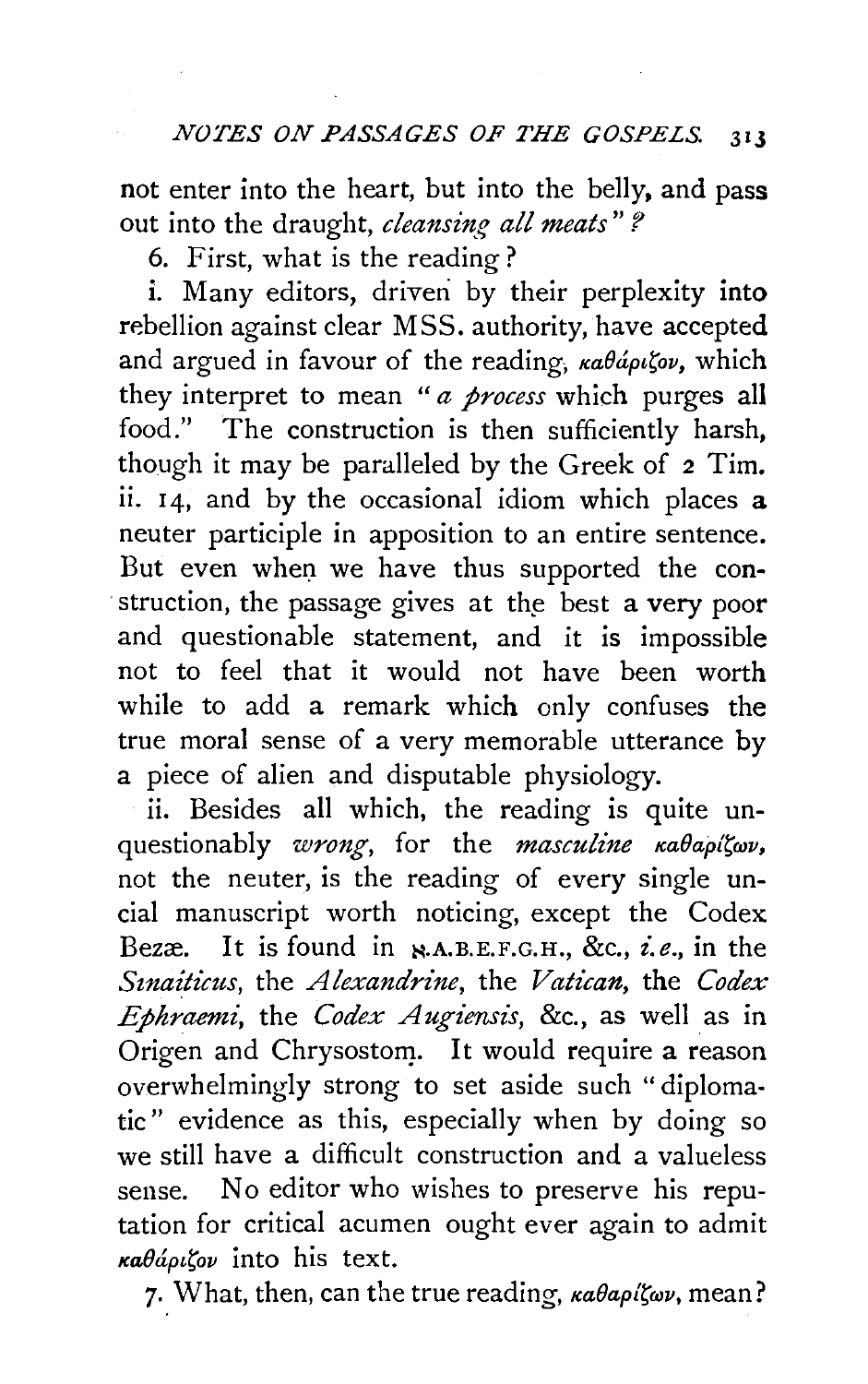not enter into the heart, but into the belly, and pass out into the draught, *cleansing all meats*"?

6. First, what is the reading?

i. Many editors, driven by their perplexity into rebellion against clear MSS. authority, have accepted and argued in favour of the reading, *καθάριζον*, which they interpret to mean "*a process* which purges all food." The construction is then sufficiently harsh, though it may be paralleled by the Greek of 2 Tim. ii. 14, and by the occasional idiom which places a neuter participle in apposition to an entire sentence. But even when we have thus supported the construction, the passage gives at the best a very poor and questionable statement, and it is impossible not to feel that it would not have been worth while to add a remark which only confuses the true moral sense of a very memorable utterance by a piece of alien and disputable physiology.

ii. Besides all which, the reading is quite unquestionably *wrong*, for the *masculine καθαρίζων*, not the neuter, is the reading of every single uncial manuscript worth noticing, except the Codex Bezæ. It is found in ℵ.A.B.E.F.G.H., &c., *i.e.*, in the *Sinaiticus*, the *Alexandrine*, the *Vatican*, the *Codex Ephraemi*, the *Codex Augiensis*, &c., as well as in Origen and Chrysostom. It would require a reason overwhelmingly strong to set aside such "diplomatic" evidence as this, especially when by doing so we still have a difficult construction and a valueless sense. No editor who wishes to preserve his reputation for critical acumen ought ever again to admit *καθάριζον* into his text.

7. What, then, can the true reading, *καθαρίζων*, mean?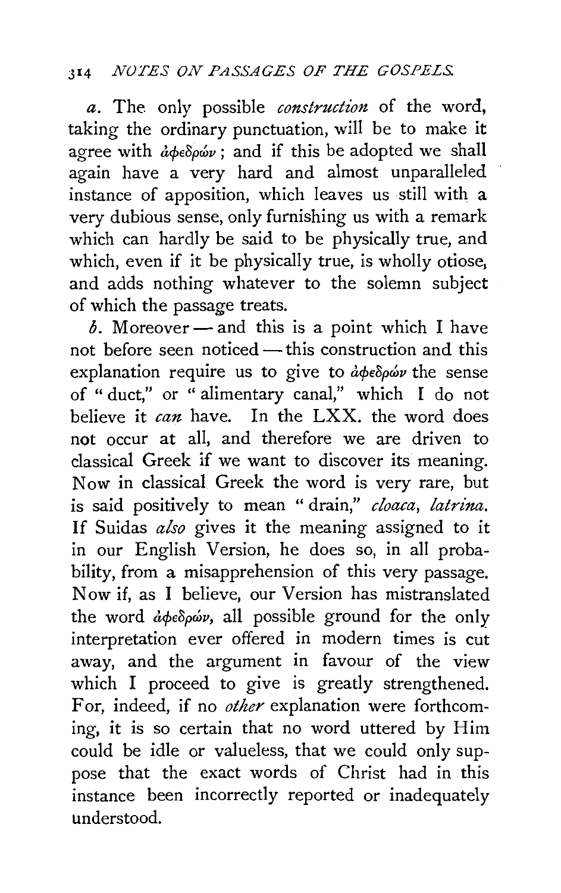*a*. The only possible *construction* of the word, taking the ordinary punctuation, will be to make it agree with ἀφεδρών; and if this be adopted we shall again have a very hard and almost unparalleled instance of apposition, which leaves us still with a very dubious sense, only furnishing us with a remark which can hardly be said to be physically true, and which, even if it be physically true, is wholly otiose, and adds nothing whatever to the solemn subject of which the passage treats.

*b*. Moreover — and this is a point which I have not before seen noticed — this construction and this explanation require us to give to ἀφεδρών the sense of "duct," or "alimentary canal," which I do not believe it *can* have. In the LXX. the word does not occur at all, and therefore we are driven to classical Greek if we want to discover its meaning. Now in classical Greek the word is very rare, but is said positively to mean "drain," *cloaca*, *latrina*. If Suidas *also* gives it the meaning assigned to it in our English Version, he does so, in all probability, from a misapprehension of this very passage. Now if, as I believe, our Version has mistranslated the word ἀφεδρών, all possible ground for the only interpretation ever offered in modern times is cut away, and the argument in favour of the view which I proceed to give is greatly strengthened. For, indeed, if no *other* explanation were forthcoming, it is so certain that no word uttered by Him could be idle or valueless, that we could only suppose that the exact words of Christ had in this instance been incorrectly reported or inadequately understood.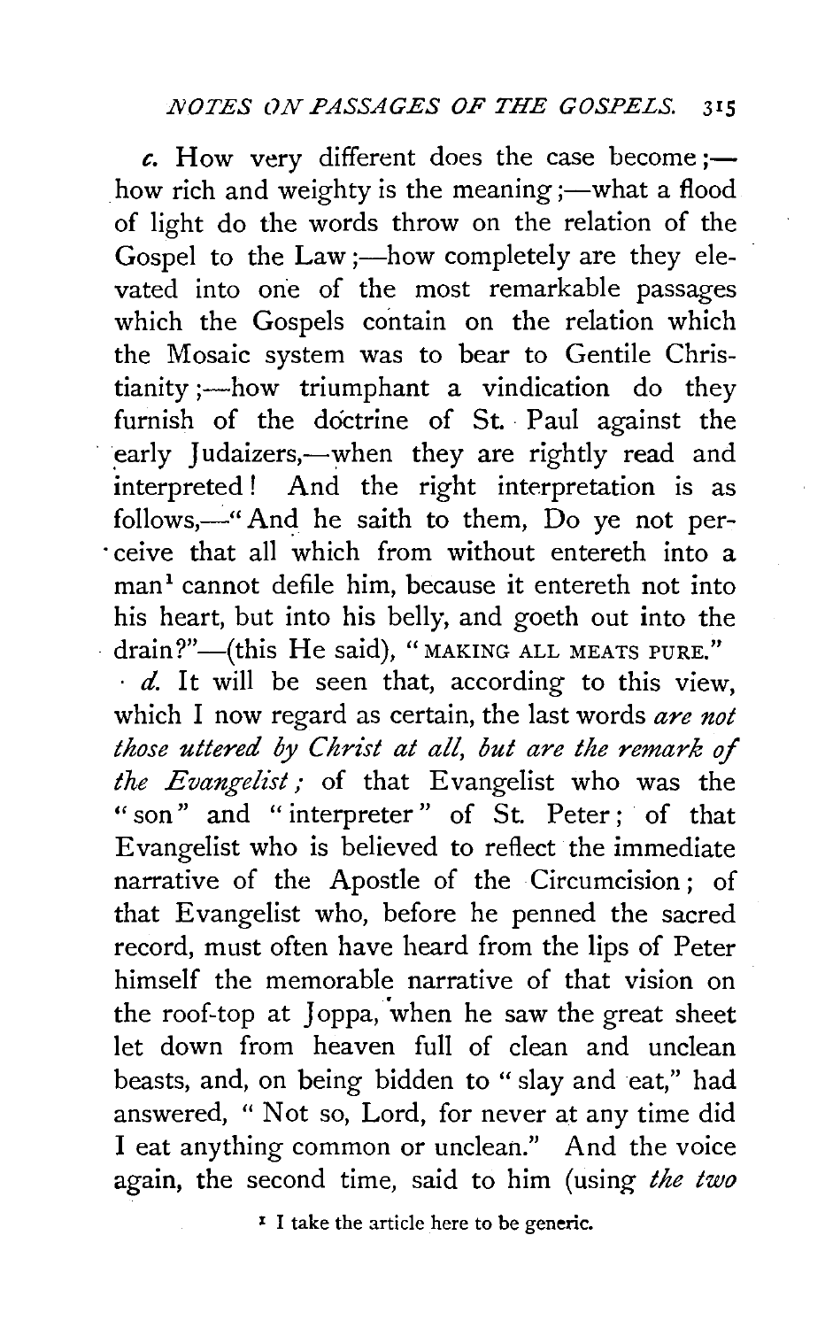*c.* How very different does the case become;—how rich and weighty is the meaning;—what a flood of light do the words throw on the relation of the Gospel to the Law;—how completely are they elevated into one of the most remarkable passages which the Gospels contain on the relation which the Mosaic system was to bear to Gentile Christianity;—how triumphant a vindication do they furnish of the doctrine of St. Paul against the early Judaizers,—when they are rightly read and interpreted! And the right interpretation is as follows,—"And he saith to them, Do ye not perceive that all which from without entereth into a man[1] cannot defile him, because it entereth not into his heart, but into his belly, and goeth out into the drain?"—(this He said), "MAKING ALL MEATS PURE."

*d.* It will be seen that, according to this view, which I now regard as certain, the last words *are not those uttered by Christ at all, but are the remark of the Evangelist;* of that Evangelist who was the "son" and "interpreter" of St. Peter; of that Evangelist who is believed to reflect the immediate narrative of the Apostle of the Circumcision; of that Evangelist who, before he penned the sacred record, must often have heard from the lips of Peter himself the memorable narrative of that vision on the roof-top at Joppa, when he saw the great sheet let down from heaven full of clean and unclean beasts, and, on being bidden to "slay and eat," had answered, "Not so, Lord, for never at any time did I eat anything common or unclean." And the voice again, the second time, said to him (using *the two*

[1] I take the article here to be generic.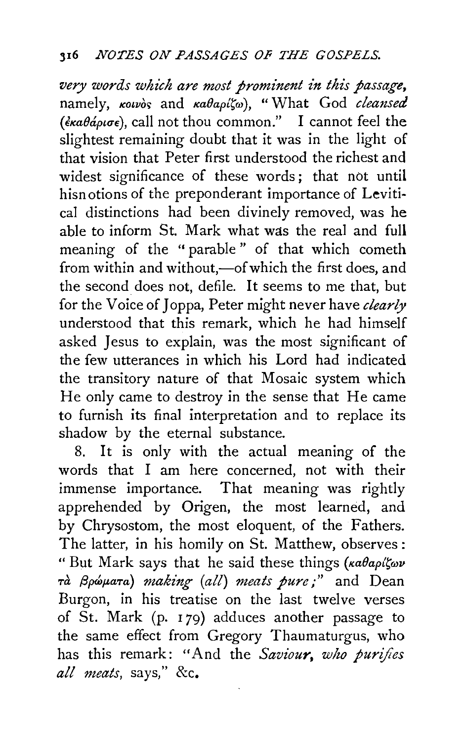*very words which are most prominent in this passage*, namely, κοινὸς and καθαρίζω), "What God *cleansed* (ἐκαθάρισε), call not thou common." I cannot feel the slightest remaining doubt that it was in the light of that vision that Peter first understood the richest and widest significance of these words; that not until hisn otions of the preponderant importance of Levitical distinctions had been divinely removed, was he able to inform St. Mark what was the real and full meaning of the "parable" of that which cometh from within and without,—of which the first does, and the second does not, defile. It seems to me that, but for the Voice of Joppa, Peter might never have *clearly* understood that this remark, which he had himself asked Jesus to explain, was the most significant of the few utterances in which his Lord had indicated the transitory nature of that Mosaic system which He only came to destroy in the sense that He came to furnish its final interpretation and to replace its shadow by the eternal substance.

8. It is only with the actual meaning of the words that I am here concerned, not with their immense importance. That meaning was rightly apprehended by Origen, the most learned, and by Chrysostom, the most eloquent, of the Fathers. The latter, in his homily on St. Matthew, observes: "But Mark says that he said these things (καθαρίζων τὰ βρώματα) *making* (*all*) *meats pure*;" and Dean Burgon, in his treatise on the last twelve verses of St. Mark (p. 179) adduces another passage to the same effect from Gregory Thaumaturgus, who has this remark: "And the *Saviour, who purifies all meats*, says," &c.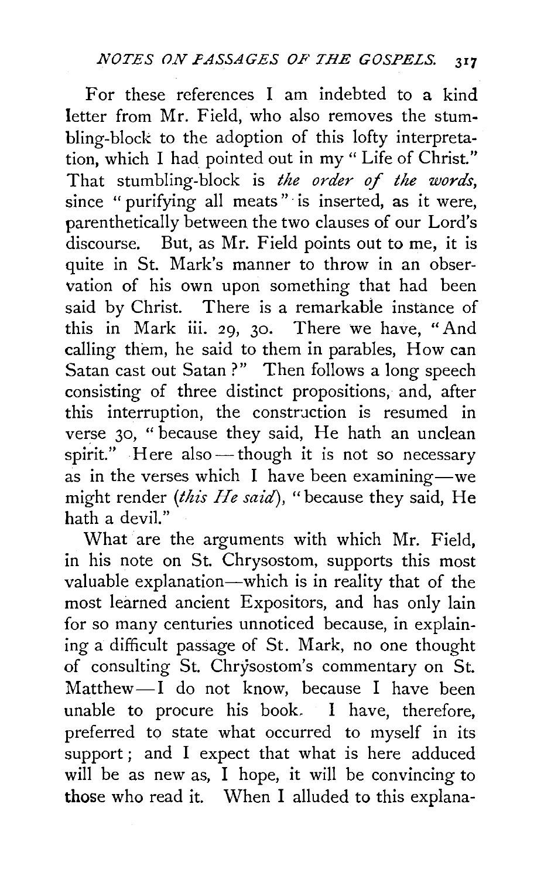For these references I am indebted to a kind letter from Mr. Field, who also removes the stumbling-block to the adoption of this lofty interpretation, which I had pointed out in my "Life of Christ." That stumbling-block is *the order of the words,* since "purifying all meats" is inserted, as it were, parenthetically between the two clauses of our Lord's discourse. But, as Mr. Field points out to me, it is quite in St. Mark's manner to throw in an observation of his own upon something that had been said by Christ. There is a remarkable instance of this in Mark iii. 29, 30. There we have, "And calling them, he said to them in parables, How can Satan cast out Satan?" Then follows a long speech consisting of three distinct propositions, and, after this interruption, the construction is resumed in verse 30, "because they said, He hath an unclean spirit." Here also — though it is not so necessary as in the verses which I have been examining—we might render (*this He said*), "because they said, He hath a devil."

What are the arguments with which Mr. Field, in his note on St. Chrysostom, supports this most valuable explanation—which is in reality that of the most learned ancient Expositors, and has only lain for so many centuries unnoticed because, in explaining a difficult passage of St. Mark, no one thought of consulting St. Chrysostom's commentary on St. Matthew—I do not know, because I have been unable to procure his book. I have, therefore, preferred to state what occurred to myself in its support; and I expect that what is here adduced will be as new as, I hope, it will be convincing to those who read it. When I alluded to this explana-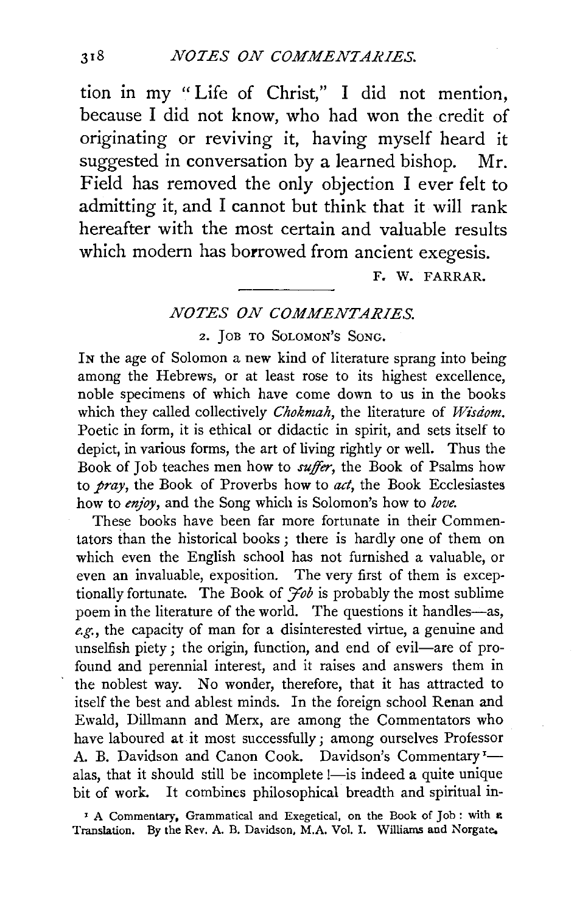tion in my "Life of Christ," I did not mention, because I did not know, who had won the credit of originating or reviving it, having myself heard it suggested in conversation by a learned bishop. Mr. Field has removed the only objection I ever felt to admitting it, and I cannot but think that it will rank hereafter with the most certain and valuable results which modern has borrowed from ancient exegesis.

F. W. FARRAR.

---

## *NOTES ON COMMENTARIES.*

### 2. JOB TO SOLOMON'S SONG.

IN the age of Solomon a new kind of literature sprang into being among the Hebrews, or at least rose to its highest excellence, noble specimens of which have come down to us in the books which they called collectively *Chokmah*, the literature of *Wisdom*. Poetic in form, it is ethical or didactic in spirit, and sets itself to depict, in various forms, the art of living rightly or well. Thus the Book of Job teaches men how to *suffer*, the Book of Psalms how to *pray*, the Book of Proverbs how to *act*, the Book Ecclesiastes how to *enjoy*, and the Song which is Solomon's how to *love*.

These books have been far more fortunate in their Commentators than the historical books; there is hardly one of them on which even the English school has not furnished a valuable, or even an invaluable, exposition. The very first of them is exceptionally fortunate. The Book of *Job* is probably the most sublime poem in the literature of the world. The questions it handles—as, *e.g.*, the capacity of man for a disinterested virtue, a genuine and unselfish piety; the origin, function, and end of evil—are of profound and perennial interest, and it raises and answers them in the noblest way. No wonder, therefore, that it has attracted to itself the best and ablest minds. In the foreign school Renan and Ewald, Dillmann and Merx, are among the Commentators who have laboured at it most successfully; among ourselves Professor A. B. Davidson and Canon Cook. Davidson's Commentary[1]—alas, that it should still be incomplete!—is indeed a quite unique bit of work. It combines philosophical breadth and spiritual in-

[1] A Commentary, Grammatical and Exegetical, on the Book of Job: with a Translation. By the Rev. A. B. Davidson, M.A. Vol. I. Williams and Norgate.